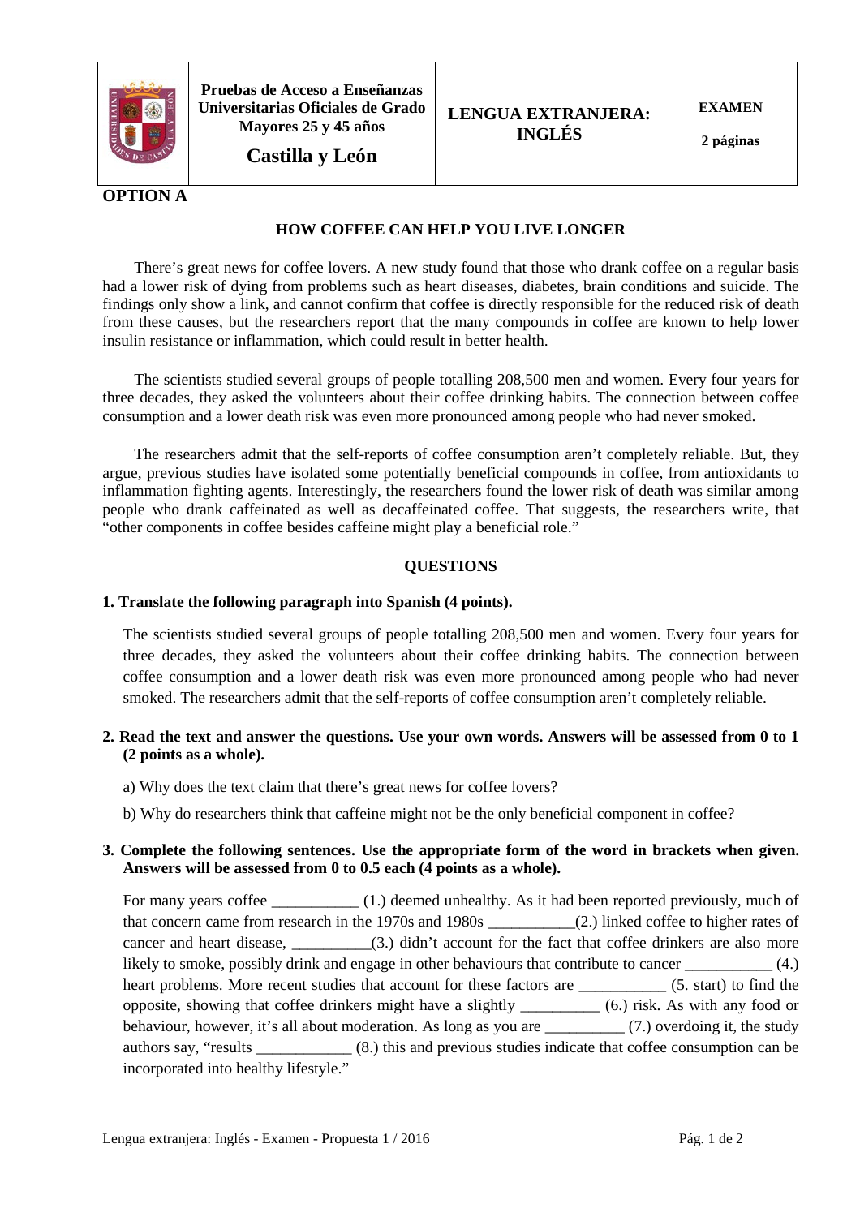| | Pruebas de Acceso a Enseñanzas Universitarias Oficiales de Grado Mayores 25 y 45 años **Castilla y León** | **LENGUA EXTRANJERA: INGLÉS** | **EXAMEN** **2 páginas** |
|---|---|---|---|

**OPTION A**

## HOW COFFEE CAN HELP YOU LIVE LONGER

There's great news for coffee lovers. A new study found that those who drank coffee on a regular basis had a lower risk of dying from problems such as heart diseases, diabetes, brain conditions and suicide. The findings only show a link, and cannot confirm that coffee is directly responsible for the reduced risk of death from these causes, but the researchers report that the many compounds in coffee are known to help lower insulin resistance or inflammation, which could result in better health.

The scientists studied several groups of people totalling 208,500 men and women. Every four years for three decades, they asked the volunteers about their coffee drinking habits. The connection between coffee consumption and a lower death risk was even more pronounced among people who had never smoked.

The researchers admit that the self-reports of coffee consumption aren't completely reliable. But, they argue, previous studies have isolated some potentially beneficial compounds in coffee, from antioxidants to inflammation fighting agents. Interestingly, the researchers found the lower risk of death was similar among people who drank caffeinated as well as decaffeinated coffee. That suggests, the researchers write, that "other components in coffee besides caffeine might play a beneficial role."

### QUESTIONS

**1. Translate the following paragraph into Spanish (4 points).**

The scientists studied several groups of people totalling 208,500 men and women. Every four years for three decades, they asked the volunteers about their coffee drinking habits. The connection between coffee consumption and a lower death risk was even more pronounced among people who had never smoked. The researchers admit that the self-reports of coffee consumption aren't completely reliable.

**2. Read the text and answer the questions. Use your own words. Answers will be assessed from 0 to 1 (2 points as a whole).**

a) Why does the text claim that there's great news for coffee lovers?

b) Why do researchers think that caffeine might not be the only beneficial component in coffee?

**3. Complete the following sentences. Use the appropriate form of the word in brackets when given. Answers will be assessed from 0 to 0.5 each (4 points as a whole).**

For many years coffee ___________ (1.) deemed unhealthy. As it had been reported previously, much of that concern came from research in the 1970s and 1980s ___________(2.) linked coffee to higher rates of cancer and heart disease, __________(3.) didn't account for the fact that coffee drinkers are also more likely to smoke, possibly drink and engage in other behaviours that contribute to cancer ___________ (4.) heart problems. More recent studies that account for these factors are ___________ (5. start) to find the opposite, showing that coffee drinkers might have a slightly __________ (6.) risk. As with any food or behaviour, however, it's all about moderation. As long as you are __________ (7.) overdoing it, the study authors say, "results ____________ (8.) this and previous studies indicate that coffee consumption can be incorporated into healthy lifestyle."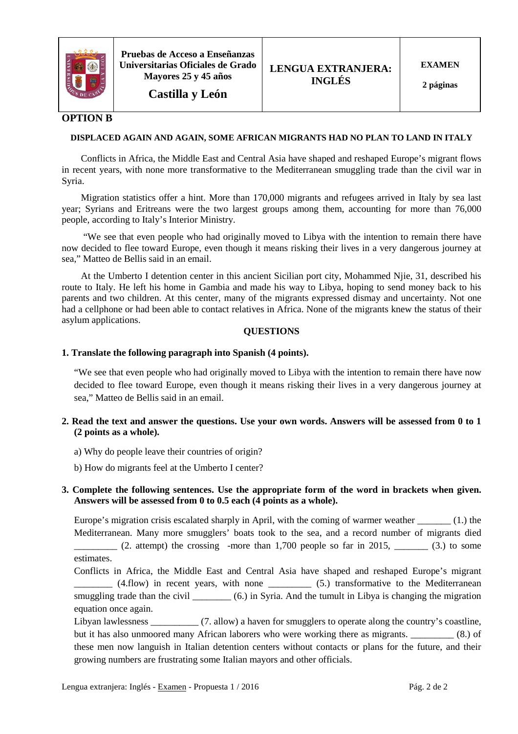| | Pruebas de Acceso a Enseñanzas Universitarias Oficiales de Grado Mayores 25 y 45 años **Castilla y León** | LENGUA EXTRANJERA: INGLÉS | EXAMEN 2 páginas |
|---|---|---|---|

## OPTION B

### DISPLACED AGAIN AND AGAIN, SOME AFRICAN MIGRANTS HAD NO PLAN TO LAND IN ITALY

Conflicts in Africa, the Middle East and Central Asia have shaped and reshaped Europe's migrant flows in recent years, with none more transformative to the Mediterranean smuggling trade than the civil war in Syria.

Migration statistics offer a hint. More than 170,000 migrants and refugees arrived in Italy by sea last year; Syrians and Eritreans were the two largest groups among them, accounting for more than 76,000 people, according to Italy's Interior Ministry.

"We see that even people who had originally moved to Libya with the intention to remain there have now decided to flee toward Europe, even though it means risking their lives in a very dangerous journey at sea," Matteo de Bellis said in an email.

At the Umberto I detention center in this ancient Sicilian port city, Mohammed Njie, 31, described his route to Italy. He left his home in Gambia and made his way to Libya, hoping to send money back to his parents and two children. At this center, many of the migrants expressed dismay and uncertainty. Not one had a cellphone or had been able to contact relatives in Africa. None of the migrants knew the status of their asylum applications.

### QUESTIONS

**1. Translate the following paragraph into Spanish (4 points).**

"We see that even people who had originally moved to Libya with the intention to remain there have now decided to flee toward Europe, even though it means risking their lives in a very dangerous journey at sea," Matteo de Bellis said in an email.

**2. Read the text and answer the questions. Use your own words. Answers will be assessed from 0 to 1 (2 points as a whole).**

a) Why do people leave their countries of origin?

b) How do migrants feel at the Umberto I center?

**3. Complete the following sentences. Use the appropriate form of the word in brackets when given. Answers will be assessed from 0 to 0.5 each (4 points as a whole).**

Europe's migration crisis escalated sharply in April, with the coming of warmer weather _______ (1.) the Mediterranean. Many more smugglers' boats took to the sea, and a record number of migrants died _________ (2. attempt) the crossing -more than 1,700 people so far in 2015, _______ (3.) to some estimates.

Conflicts in Africa, the Middle East and Central Asia have shaped and reshaped Europe's migrant ________ (4.flow) in recent years, with none _________ (5.) transformative to the Mediterranean smuggling trade than the civil ________ (6.) in Syria. And the tumult in Libya is changing the migration equation once again.

Libyan lawlessness __________ (7. allow) a haven for smugglers to operate along the country's coastline, but it has also unmoored many African laborers who were working there as migrants. _________ (8.) of these men now languish in Italian detention centers without contacts or plans for the future, and their growing numbers are frustrating some Italian mayors and other officials.

Lengua extranjera: Inglés - Examen - Propuesta 1 / 2016